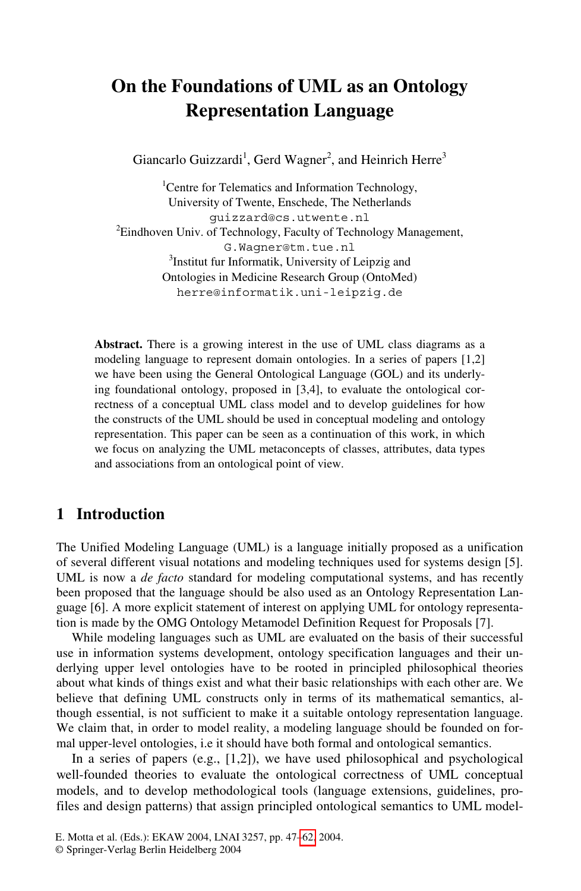# On the Foundations of UML as an Ontology Representation Language

Giancarlo Guizzardi[1], Gerd Wagner[2], and Heinrich Herre[3]

[1]Centre for Telematics and Information Technology,
University of Twente, Enschede, The Netherlands
guizzard@cs.utwente.nl
[2]Eindhoven Univ. of Technology, Faculty of Technology Management,
G.Wagner@tm.tue.nl
[3]Institut fur Informatik, University of Leipzig and
Ontologies in Medicine Research Group (OntoMed)
herre@informatik.uni-leipzig.de

**Abstract.** There is a growing interest in the use of UML class diagrams as a modeling language to represent domain ontologies. In a series of papers [1,2] we have been using the General Ontological Language (GOL) and its underlying foundational ontology, proposed in [3,4], to evaluate the ontological correctness of a conceptual UML class model and to develop guidelines for how the constructs of the UML should be used in conceptual modeling and ontology representation. This paper can be seen as a continuation of this work, in which we focus on analyzing the UML metaconcepts of classes, attributes, data types and associations from an ontological point of view.

## 1 Introduction

The Unified Modeling Language (UML) is a language initially proposed as a unification of several different visual notations and modeling techniques used for systems design [5]. UML is now a *de facto* standard for modeling computational systems, and has recently been proposed that the language should be also used as an Ontology Representation Language [6]. A more explicit statement of interest on applying UML for ontology representation is made by the OMG Ontology Metamodel Definition Request for Proposals [7].

While modeling languages such as UML are evaluated on the basis of their successful use in information systems development, ontology specification languages and their underlying upper level ontologies have to be rooted in principled philosophical theories about what kinds of things exist and what their basic relationships with each other are. We believe that defining UML constructs only in terms of its mathematical semantics, although essential, is not sufficient to make it a suitable ontology representation language. We claim that, in order to model reality, a modeling language should be founded on formal upper-level ontologies, i.e it should have both formal and ontological semantics.

In a series of papers (e.g., [1,2]), we have used philosophical and psychological well-founded theories to evaluate the ontological correctness of UML conceptual models, and to develop methodological tools (language extensions, guidelines, profiles and design patterns) that assign principled ontological semantics to UML model-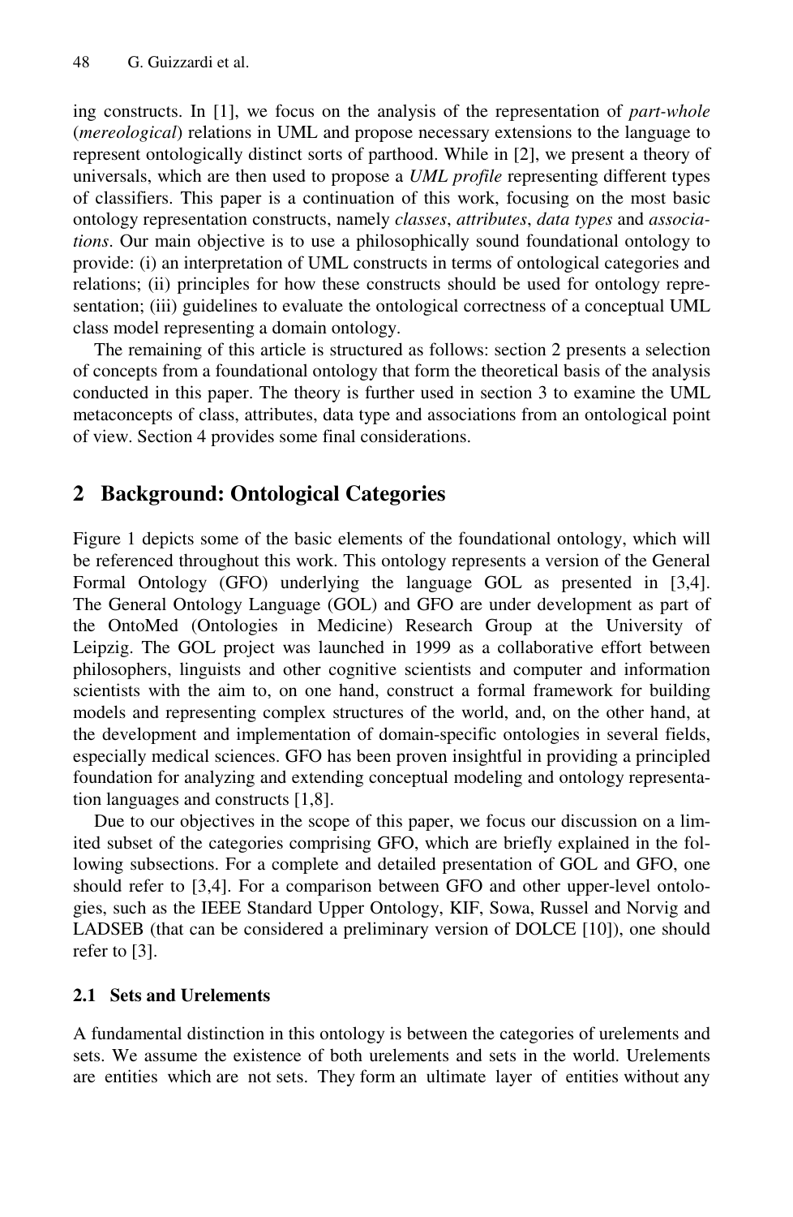ing constructs. In [1], we focus on the analysis of the representation of *part-whole* (*mereological*) relations in UML and propose necessary extensions to the language to represent ontologically distinct sorts of parthood. While in [2], we present a theory of universals, which are then used to propose a *UML profile* representing different types of classifiers. This paper is a continuation of this work, focusing on the most basic ontology representation constructs, namely *classes*, *attributes*, *data types* and *associations*. Our main objective is to use a philosophically sound foundational ontology to provide: (i) an interpretation of UML constructs in terms of ontological categories and relations; (ii) principles for how these constructs should be used for ontology representation; (iii) guidelines to evaluate the ontological correctness of a conceptual UML class model representing a domain ontology.

The remaining of this article is structured as follows: section 2 presents a selection of concepts from a foundational ontology that form the theoretical basis of the analysis conducted in this paper. The theory is further used in section 3 to examine the UML metaconcepts of class, attributes, data type and associations from an ontological point of view. Section 4 provides some final considerations.

## 2 Background: Ontological Categories

Figure 1 depicts some of the basic elements of the foundational ontology, which will be referenced throughout this work. This ontology represents a version of the General Formal Ontology (GFO) underlying the language GOL as presented in [3,4]. The General Ontology Language (GOL) and GFO are under development as part of the OntoMed (Ontologies in Medicine) Research Group at the University of Leipzig. The GOL project was launched in 1999 as a collaborative effort between philosophers, linguists and other cognitive scientists and computer and information scientists with the aim to, on one hand, construct a formal framework for building models and representing complex structures of the world, and, on the other hand, at the development and implementation of domain-specific ontologies in several fields, especially medical sciences. GFO has been proven insightful in providing a principled foundation for analyzing and extending conceptual modeling and ontology representation languages and constructs [1,8].

Due to our objectives in the scope of this paper, we focus our discussion on a limited subset of the categories comprising GFO, which are briefly explained in the following subsections. For a complete and detailed presentation of GOL and GFO, one should refer to [3,4]. For a comparison between GFO and other upper-level ontologies, such as the IEEE Standard Upper Ontology, KIF, Sowa, Russel and Norvig and LADSEB (that can be considered a preliminary version of DOLCE [10]), one should refer to [3].

### 2.1 Sets and Urelements

A fundamental distinction in this ontology is between the categories of urelements and sets. We assume the existence of both urelements and sets in the world. Urelements are entities which are not sets. They form an ultimate layer of entities without any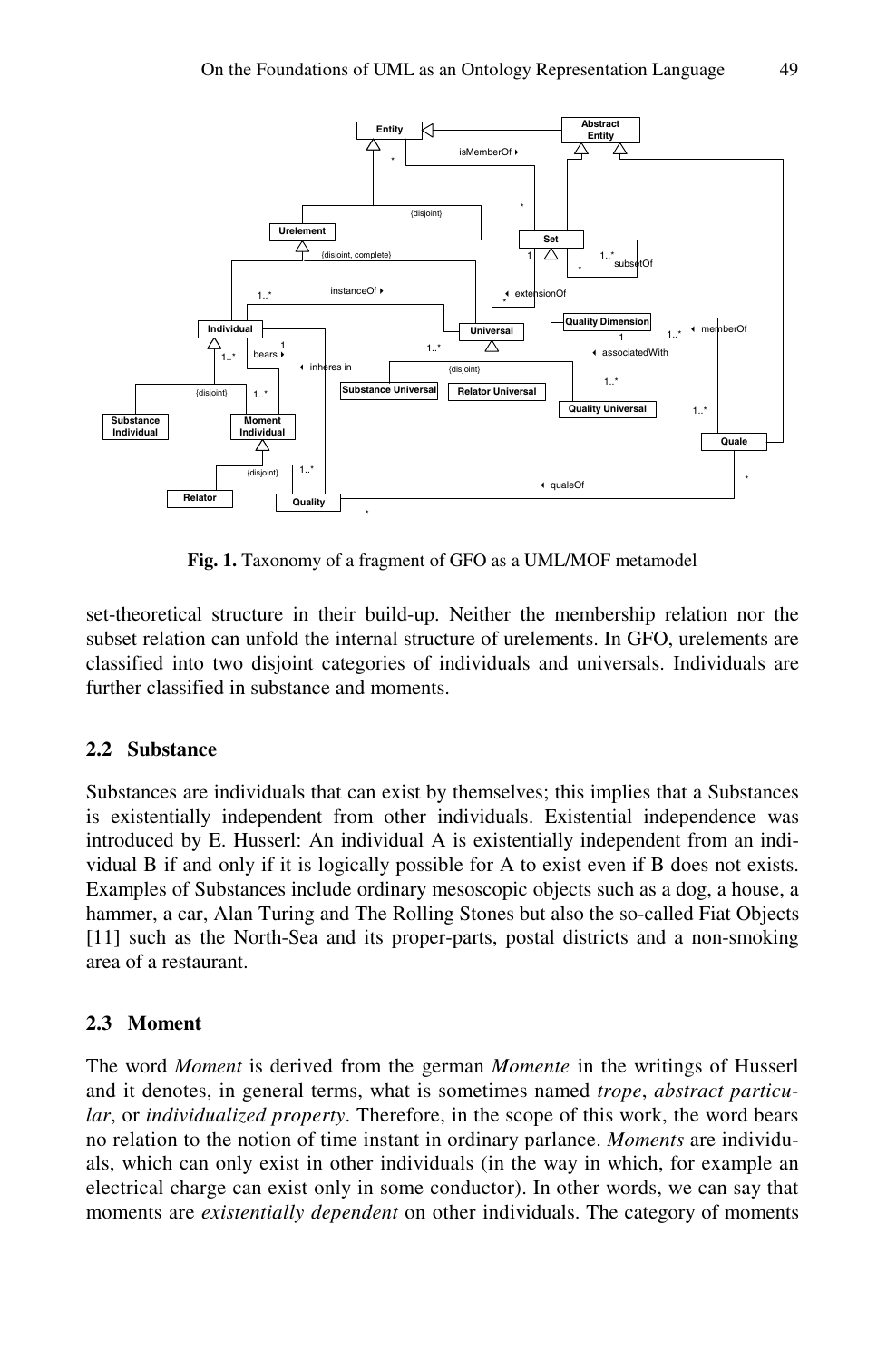Fig. 1. Taxonomy of a fragment of GFO as a UML/MOF metamodel

set-theoretical structure in their build-up. Neither the membership relation nor the subset relation can unfold the internal structure of urelements. In GFO, urelements are classified into two disjoint categories of individuals and universals. Individuals are further classified in substance and moments.

## 2.2 Substance

Substances are individuals that can exist by themselves; this implies that a Substances is existentially independent from other individuals. Existential independence was introduced by E. Husserl: An individual A is existentially independent from an individual B if and only if it is logically possible for A to exist even if B does not exists. Examples of Substances include ordinary mesoscopic objects such as a dog, a house, a hammer, a car, Alan Turing and The Rolling Stones but also the so-called Fiat Objects [11] such as the North-Sea and its proper-parts, postal districts and a non-smoking area of a restaurant.

## 2.3 Moment

The word *Moment* is derived from the german *Momente* in the writings of Husserl and it denotes, in general terms, what is sometimes named *trope*, *abstract particular*, or *individualized property*. Therefore, in the scope of this work, the word bears no relation to the notion of time instant in ordinary parlance. *Moments* are individuals, which can only exist in other individuals (in the way in which, for example an electrical charge can exist only in some conductor). In other words, we can say that moments are *existentially dependent* on other individuals. The category of moments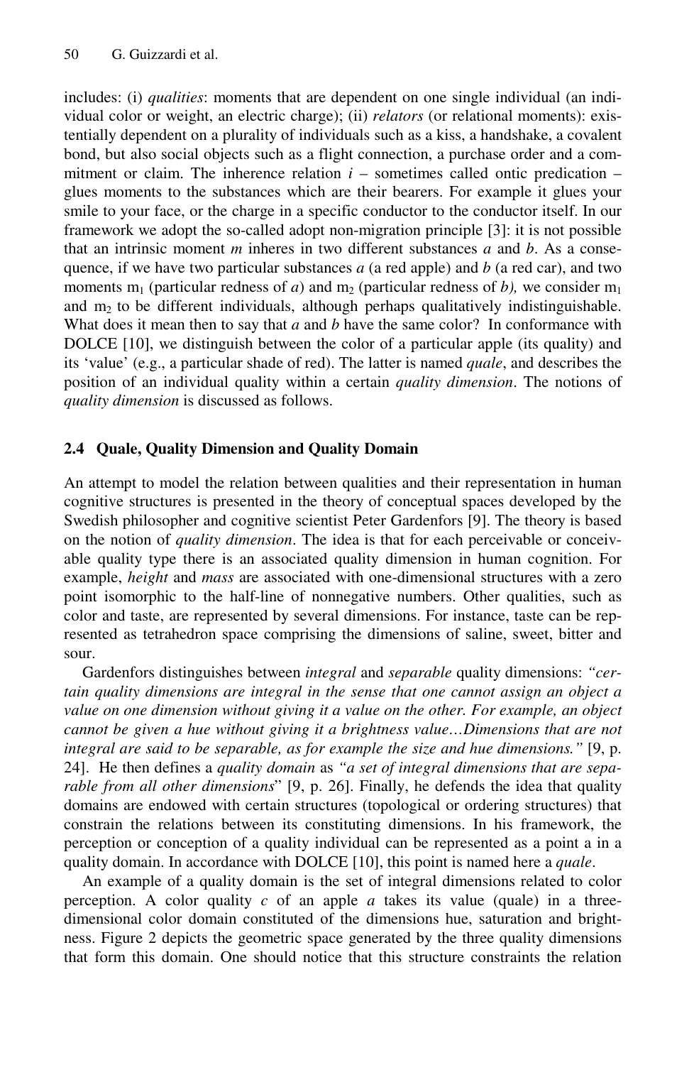includes: (i) *qualities*: moments that are dependent on one single individual (an individual color or weight, an electric charge); (ii) *relators* (or relational moments): existentially dependent on a plurality of individuals such as a kiss, a handshake, a covalent bond, but also social objects such as a flight connection, a purchase order and a commitment or claim. The inherence relation $i$ – sometimes called ontic predication – glues moments to the substances which are their bearers. For example it glues your smile to your face, or the charge in a specific conductor to the conductor itself. In our framework we adopt the so-called adopt non-migration principle [3]: it is not possible that an intrinsic moment $m$ inheres in two different substances $a$ and $b$. As a consequence, if we have two particular substances $a$ (a red apple) and $b$ (a red car), and two moments $m_1$ (particular redness of $a$) and $m_2$ (particular redness of $b$), we consider $m_1$ and $m_2$ to be different individuals, although perhaps qualitatively indistinguishable. What does it mean then to say that $a$ and $b$ have the same color? In conformance with DOLCE [10], we distinguish between the color of a particular apple (its quality) and its 'value' (e.g., a particular shade of red). The latter is named *quale*, and describes the position of an individual quality within a certain *quality dimension*. The notions of *quality dimension* is discussed as follows.

### 2.4 Quale, Quality Dimension and Quality Domain

An attempt to model the relation between qualities and their representation in human cognitive structures is presented in the theory of conceptual spaces developed by the Swedish philosopher and cognitive scientist Peter Gardenfors [9]. The theory is based on the notion of *quality dimension*. The idea is that for each perceivable or conceivable quality type there is an associated quality dimension in human cognition. For example, *height* and *mass* are associated with one-dimensional structures with a zero point isomorphic to the half-line of nonnegative numbers. Other qualities, such as color and taste, are represented by several dimensions. For instance, taste can be represented as tetrahedron space comprising the dimensions of saline, sweet, bitter and sour.

Gardenfors distinguishes between *integral* and *separable* quality dimensions: *"certain quality dimensions are integral in the sense that one cannot assign an object a value on one dimension without giving it a value on the other. For example, an object cannot be given a hue without giving it a brightness value…Dimensions that are not integral are said to be separable, as for example the size and hue dimensions."* [9, p. 24]. He then defines a *quality domain* as *"a set of integral dimensions that are separable from all other dimensions*" [9, p. 26]. Finally, he defends the idea that quality domains are endowed with certain structures (topological or ordering structures) that constrain the relations between its constituting dimensions. In his framework, the perception or conception of a quality individual can be represented as a point a in a quality domain. In accordance with DOLCE [10], this point is named here a *quale*.

An example of a quality domain is the set of integral dimensions related to color perception. A color quality $c$ of an apple $a$ takes its value (quale) in a three-dimensional color domain constituted of the dimensions hue, saturation and brightness. Figure 2 depicts the geometric space generated by the three quality dimensions that form this domain. One should notice that this structure constraints the relation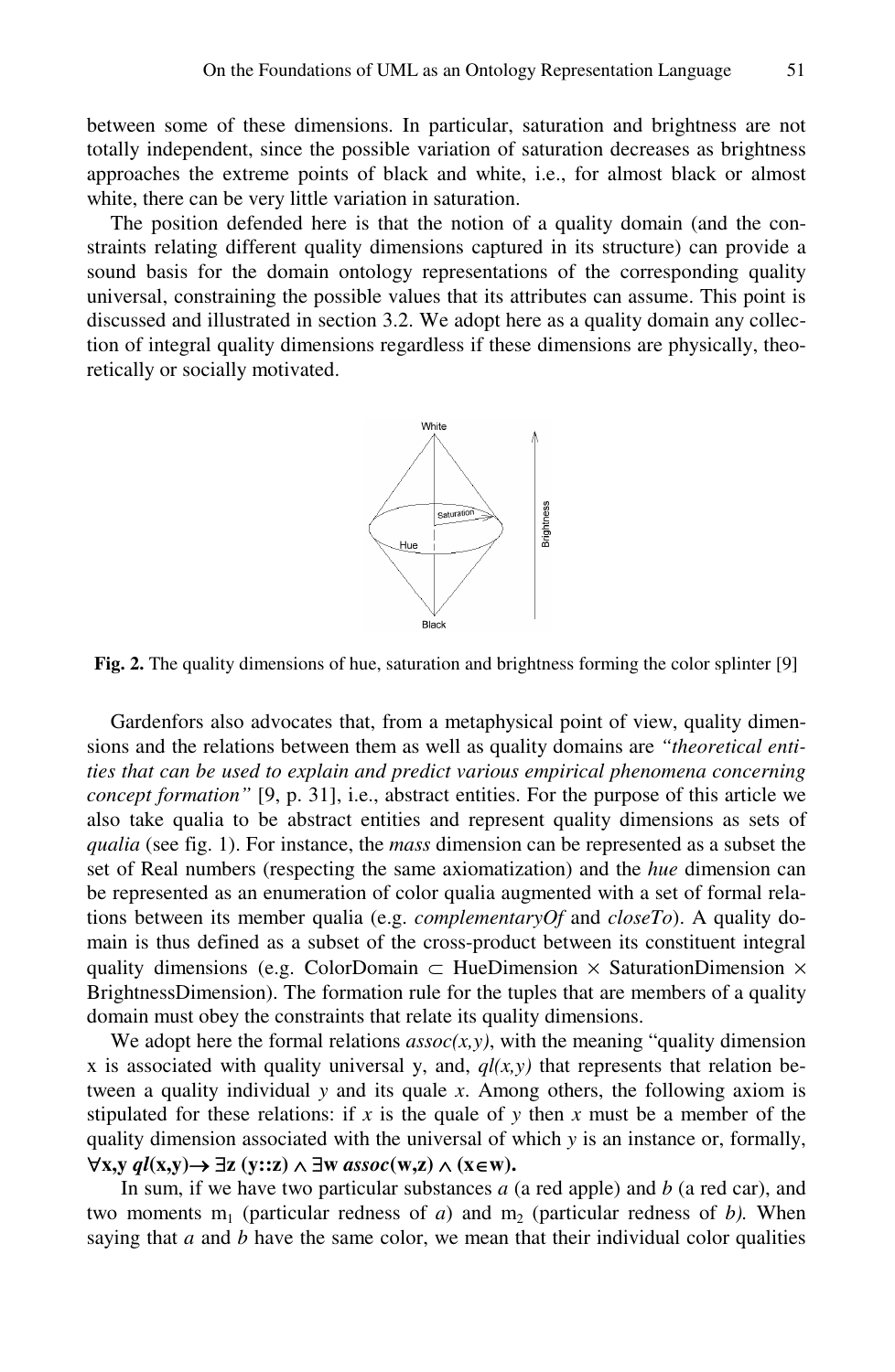between some of these dimensions. In particular, saturation and brightness are not totally independent, since the possible variation of saturation decreases as brightness approaches the extreme points of black and white, i.e., for almost black or almost white, there can be very little variation in saturation.

The position defended here is that the notion of a quality domain (and the constraints relating different quality dimensions captured in its structure) can provide a sound basis for the domain ontology representations of the corresponding quality universal, constraining the possible values that its attributes can assume. This point is discussed and illustrated in section 3.2. We adopt here as a quality domain any collection of integral quality dimensions regardless if these dimensions are physically, theoretically or socially motivated.

**Fig. 2.** The quality dimensions of hue, saturation and brightness forming the color splinter [9]

Gardenfors also advocates that, from a metaphysical point of view, quality dimensions and the relations between them as well as quality domains are *"theoretical entities that can be used to explain and predict various empirical phenomena concerning concept formation"* [9, p. 31], i.e., abstract entities. For the purpose of this article we also take qualia to be abstract entities and represent quality dimensions as sets of *qualia* (see fig. 1). For instance, the *mass* dimension can be represented as a subset the set of Real numbers (respecting the same axiomatization) and the *hue* dimension can be represented as an enumeration of color qualia augmented with a set of formal relations between its member qualia (e.g. *complementaryOf* and *closeTo*). A quality domain is thus defined as a subset of the cross-product between its constituent integral quality dimensions (e.g. ColorDomain $\subset$ HueDimension $\times$ SaturationDimension $\times$ BrightnessDimension). The formation rule for the tuples that are members of a quality domain must obey the constraints that relate its quality dimensions.

We adopt here the formal relations *assoc(x,y)*, with the meaning "quality dimension x is associated with quality universal y, and, *ql(x,y)* that represents that relation between a quality individual *y* and its quale *x*. Among others, the following axiom is stipulated for these relations: if *x* is the quale of *y* then *x* must be a member of the quality dimension associated with the universal of which *y* is an instance or, formally, $\forall \mathbf{x,y}\ \boldsymbol{ql}(\mathbf{x,y}) \rightarrow \exists \mathbf{z}\ (\mathbf{y::z}) \wedge \exists \mathbf{w}\ \boldsymbol{assoc}(\mathbf{w,z}) \wedge (\mathbf{x} \in \mathbf{w})$.

In sum, if we have two particular substances *a* (a red apple) and *b* (a red car), and two moments $m_1$ (particular redness of *a*) and $m_2$ (particular redness of *b).* When saying that *a* and *b* have the same color, we mean that their individual color qualities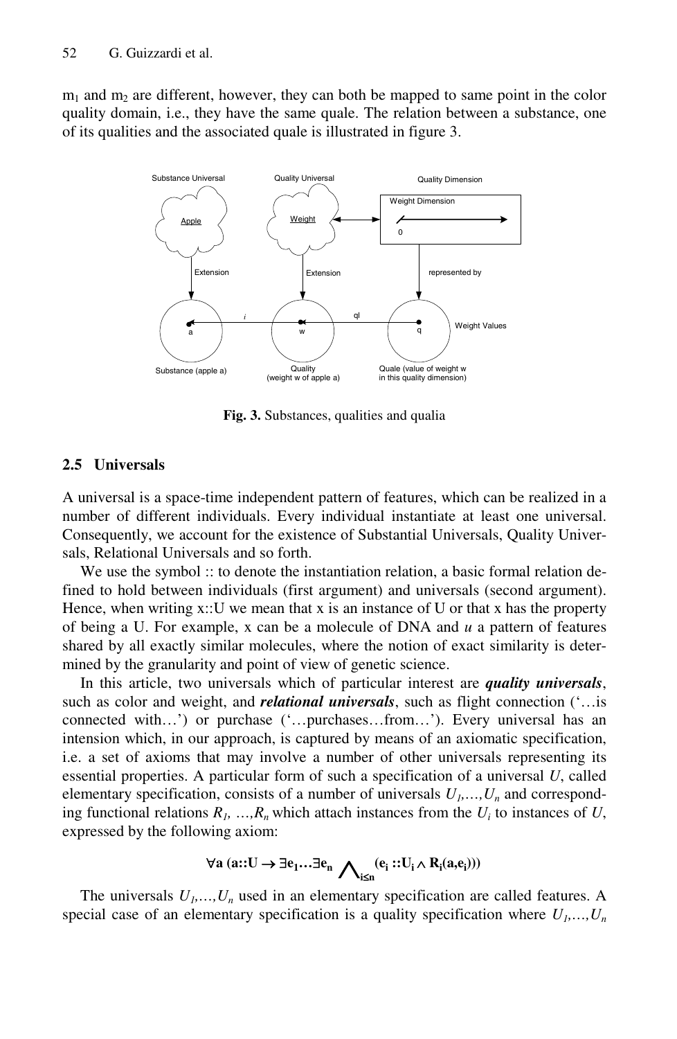$m_1$ and $m_2$ are different, however, they can both be mapped to same point in the color quality domain, i.e., they have the same quale. The relation between a substance, one of its qualities and the associated quale is illustrated in figure 3.

**Fig. 3.** Substances, qualities and qualia

### 2.5 Universals

A universal is a space-time independent pattern of features, which can be realized in a number of different individuals. Every individual instantiate at least one universal. Consequently, we account for the existence of Substantial Universals, Quality Universals, Relational Universals and so forth.

We use the symbol :: to denote the instantiation relation, a basic formal relation defined to hold between individuals (first argument) and universals (second argument). Hence, when writing x::U we mean that x is an instance of U or that x has the property of being a U. For example, x can be a molecule of DNA and *u* a pattern of features shared by all exactly similar molecules, where the notion of exact similarity is determined by the granularity and point of view of genetic science.

In this article, two universals which of particular interest are ***quality universals***, such as color and weight, and ***relational universals***, such as flight connection ('…is connected with…') or purchase ('…purchases…from…'). Every universal has an intension which, in our approach, is captured by means of an axiomatic specification, i.e. a set of axioms that may involve a number of other universals representing its essential properties. A particular form of such a specification of a universal *U*, called elementary specification, consists of a number of universals $U_1,\ldots,U_n$ and corresponding functional relations $R_1, \ldots,R_n$ which attach instances from the $U_i$ to instances of *U*, expressed by the following axiom:

$$\forall \mathbf{a}\ (\mathbf{a::U} \rightarrow \exists \mathbf{e_1}\ldots\exists \mathbf{e_n} \bigwedge_{\mathbf{i\leq n}} (\mathbf{e_i} :: \mathbf{U_i} \wedge \mathbf{R_i(a,e_i)}))$$

The universals $U_1,\ldots,U_n$ used in an elementary specification are called features. A special case of an elementary specification is a quality specification where $U_1,\ldots,U_n$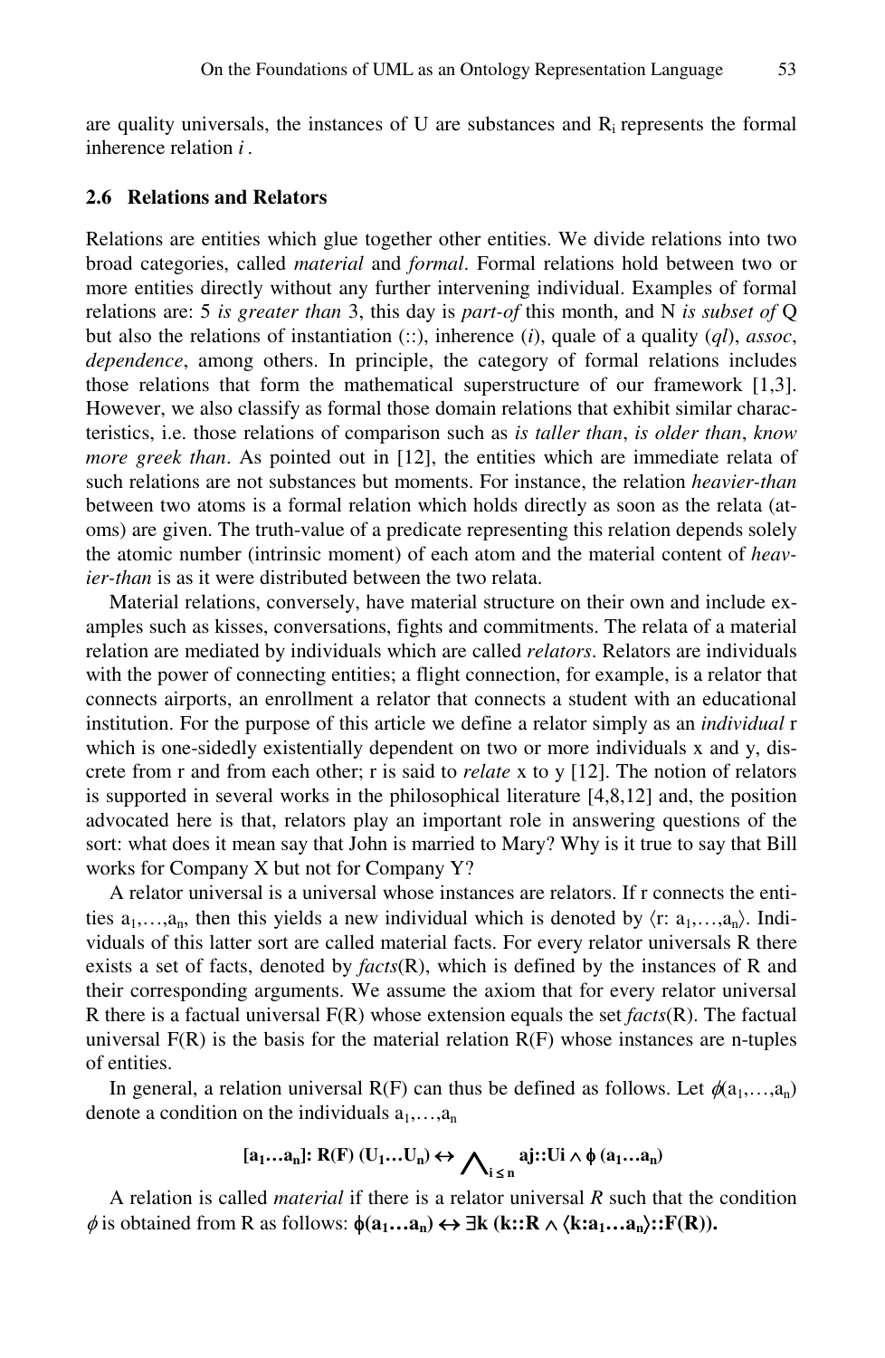are quality universals, the instances of U are substances and $R_i$ represents the formal inherence relation *i* .

### 2.6 Relations and Relators

Relations are entities which glue together other entities. We divide relations into two broad categories, called *material* and *formal*. Formal relations hold between two or more entities directly without any further intervening individual. Examples of formal relations are: 5 *is greater than* 3, this day is *part-of* this month, and N *is subset of* Q but also the relations of instantiation (::), inherence (*i*), quale of a quality (*ql*), *assoc*, *dependence*, among others. In principle, the category of formal relations includes those relations that form the mathematical superstructure of our framework [1,3]. However, we also classify as formal those domain relations that exhibit similar characteristics, i.e. those relations of comparison such as *is taller than*, *is older than*, *know more greek than*. As pointed out in [12], the entities which are immediate relata of such relations are not substances but moments. For instance, the relation *heavier-than* between two atoms is a formal relation which holds directly as soon as the relata (atoms) are given. The truth-value of a predicate representing this relation depends solely the atomic number (intrinsic moment) of each atom and the material content of *heavier-than* is as it were distributed between the two relata.

Material relations, conversely, have material structure on their own and include examples such as kisses, conversations, fights and commitments. The relata of a material relation are mediated by individuals which are called *relators*. Relators are individuals with the power of connecting entities; a flight connection, for example, is a relator that connects airports, an enrollment a relator that connects a student with an educational institution. For the purpose of this article we define a relator simply as an *individual* r which is one-sidedly existentially dependent on two or more individuals x and y, discrete from r and from each other; r is said to *relate* x to y [12]. The notion of relators is supported in several works in the philosophical literature [4,8,12] and, the position advocated here is that, relators play an important role in answering questions of the sort: what does it mean say that John is married to Mary? Why is it true to say that Bill works for Company X but not for Company Y?

A relator universal is a universal whose instances are relators. If r connects the entities $a_1,\ldots,a_n$, then this yields a new individual which is denoted by $\langle r\colon a_1,\ldots,a_n\rangle$. Individuals of this latter sort are called material facts. For every relator universals R there exists a set of facts, denoted by *facts*(R), which is defined by the instances of R and their corresponding arguments. We assume the axiom that for every relator universal R there is a factual universal F(R) whose extension equals the set *facts*(R). The factual universal F(R) is the basis for the material relation R(F) whose instances are n-tuples of entities.

In general, a relation universal R(F) can thus be defined as follows. Let $\phi(a_1,\ldots,a_n)$ denote a condition on the individuals $a_1,\ldots,a_n$

$$[\mathbf{a_1 \ldots a_n}]\mathbf{: R(F)\ (U_1 \ldots U_n)} \leftrightarrow \bigwedge\nolimits_{\mathbf{i \leq n}} \mathbf{aj::Ui} \wedge \boldsymbol{\phi}\ \mathbf{(a_1 \ldots a_n)}$$

A relation is called *material* if there is a relator universal *R* such that the condition $\phi$ is obtained from R as follows: $\boldsymbol{\phi}(\mathbf{a_1 \ldots a_n}) \leftrightarrow \exists \mathbf{k}\ (\mathbf{k::R} \wedge \langle \mathbf{k:a_1 \ldots a_n} \rangle \mathbf{::F(R)})$.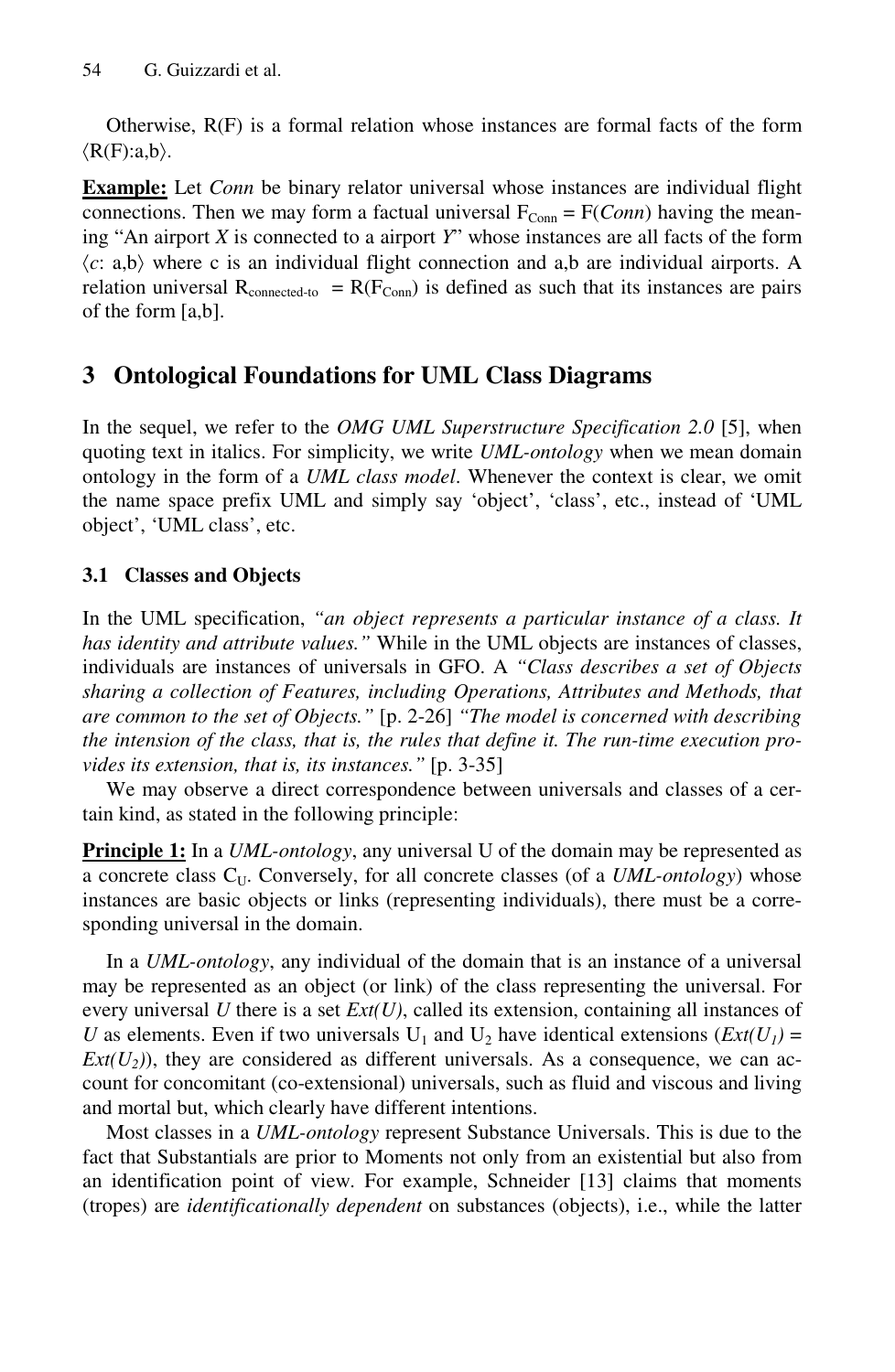Otherwise, R(F) is a formal relation whose instances are formal facts of the form ⟨R(F):a,b⟩.

**Example:** Let *Conn* be binary relator universal whose instances are individual flight connections. Then we may form a factual universal $F_{Conn}$ = F(*Conn*) having the meaning "An airport *X* is connected to a airport *Y*" whose instances are all facts of the form ⟨*c*: a,b⟩ where c is an individual flight connection and a,b are individual airports. A relation universal $R_{connected\text{-}to}$ = R($F_{Conn}$) is defined as such that its instances are pairs of the form [a,b].

## 3 Ontological Foundations for UML Class Diagrams

In the sequel, we refer to the *OMG UML Superstructure Specification 2.0* [5], when quoting text in italics. For simplicity, we write *UML-ontology* when we mean domain ontology in the form of a *UML class model*. Whenever the context is clear, we omit the name space prefix UML and simply say 'object', 'class', etc., instead of 'UML object', 'UML class', etc.

### 3.1 Classes and Objects

In the UML specification, *"an object represents a particular instance of a class. It has identity and attribute values."* While in the UML objects are instances of classes, individuals are instances of universals in GFO. A *"Class describes a set of Objects sharing a collection of Features, including Operations, Attributes and Methods, that are common to the set of Objects."* [p. 2-26] *"The model is concerned with describing the intension of the class, that is, the rules that define it. The run-time execution provides its extension, that is, its instances."* [p. 3-35]

We may observe a direct correspondence between universals and classes of a certain kind, as stated in the following principle:

**Principle 1:** In a *UML-ontology*, any universal U of the domain may be represented as a concrete class $C_U$. Conversely, for all concrete classes (of a *UML-ontology*) whose instances are basic objects or links (representing individuals), there must be a corresponding universal in the domain.

In a *UML-ontology*, any individual of the domain that is an instance of a universal may be represented as an object (or link) of the class representing the universal. For every universal *U* there is a set *Ext(U)*, called its extension, containing all instances of *U* as elements. Even if two universals $U_1$ and $U_2$ have identical extensions ($Ext(U_1) = Ext(U_2)$), they are considered as different universals. As a consequence, we can account for concomitant (co-extensional) universals, such as fluid and viscous and living and mortal but, which clearly have different intentions.

Most classes in a *UML-ontology* represent Substance Universals. This is due to the fact that Substantials are prior to Moments not only from an existential but also from an identification point of view. For example, Schneider [13] claims that moments (tropes) are *identificationally dependent* on substances (objects), i.e., while the latter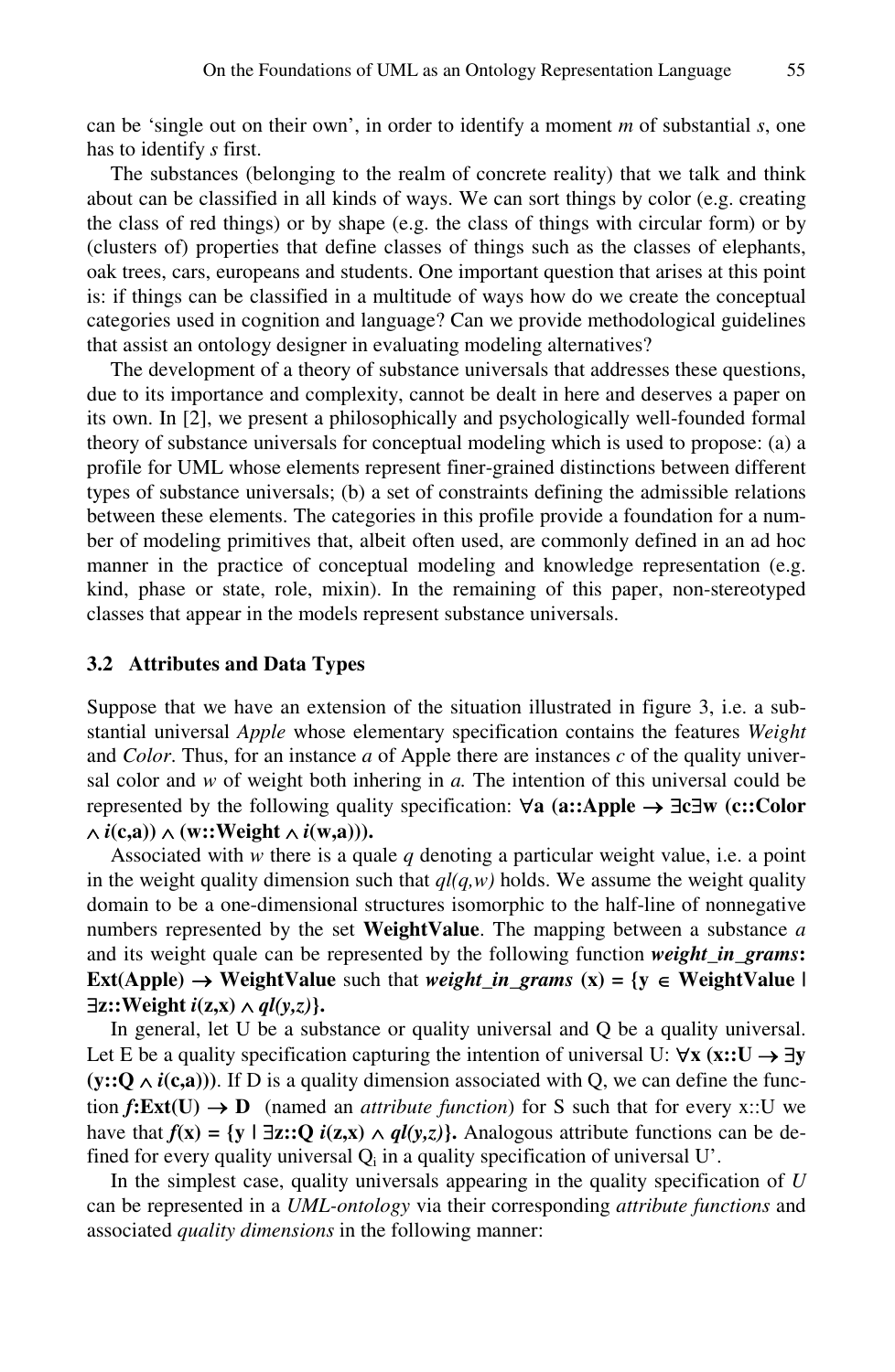can be 'single out on their own', in order to identify a moment *m* of substantial *s*, one has to identify *s* first.

The substances (belonging to the realm of concrete reality) that we talk and think about can be classified in all kinds of ways. We can sort things by color (e.g. creating the class of red things) or by shape (e.g. the class of things with circular form) or by (clusters of) properties that define classes of things such as the classes of elephants, oak trees, cars, europeans and students. One important question that arises at this point is: if things can be classified in a multitude of ways how do we create the conceptual categories used in cognition and language? Can we provide methodological guidelines that assist an ontology designer in evaluating modeling alternatives?

The development of a theory of substance universals that addresses these questions, due to its importance and complexity, cannot be dealt in here and deserves a paper on its own. In [2], we present a philosophically and psychologically well-founded formal theory of substance universals for conceptual modeling which is used to propose: (a) a profile for UML whose elements represent finer-grained distinctions between different types of substance universals; (b) a set of constraints defining the admissible relations between these elements. The categories in this profile provide a foundation for a number of modeling primitives that, albeit often used, are commonly defined in an ad hoc manner in the practice of conceptual modeling and knowledge representation (e.g. kind, phase or state, role, mixin). In the remaining of this paper, non-stereotyped classes that appear in the models represent substance universals.

### 3.2 Attributes and Data Types

Suppose that we have an extension of the situation illustrated in figure 3, i.e. a substantial universal *Apple* whose elementary specification contains the features *Weight* and *Color*. Thus, for an instance *a* of Apple there are instances *c* of the quality universal color and *w* of weight both inhering in *a.* The intention of this universal could be represented by the following quality specification: $\forall \mathbf{a}\ (\mathbf{a::Apple} \rightarrow \exists \mathbf{c} \exists \mathbf{w}\ (\mathbf{c::Color} \wedge \boldsymbol{i}(\mathbf{c,a})) \wedge (\mathbf{w::Weight} \wedge \boldsymbol{i}(\mathbf{w,a})))$.

Associated with *w* there is a quale *q* denoting a particular weight value, i.e. a point in the weight quality dimension such that $ql(q,w)$ holds. We assume the weight quality domain to be a one-dimensional structures isomorphic to the half-line of nonnegative numbers represented by the set **WeightValue**. The mapping between a substance *a* and its weight quale can be represented by the following function $\boldsymbol{weight\_in\_grams}$**:** $\mathbf{Ext(Apple)} \rightarrow \mathbf{WeightValue}$ such that $\boldsymbol{weight\_in\_grams}\ \mathbf{(x) = \{y} \in \mathbf{WeightValue}\ \mathbf{|}\ \exists \mathbf{z::Weight}\ \boldsymbol{i}(\mathbf{z,x}) \wedge \boldsymbol{ql(y,z)}\mathbf{\}}$.

In general, let U be a substance or quality universal and Q be a quality universal. Let E be a quality specification capturing the intention of universal U: $\forall \mathbf{x}\ (\mathbf{x::U} \rightarrow \exists \mathbf{y}\ (\mathbf{y::Q} \wedge \boldsymbol{i}(\mathbf{c,a})))$. If D is a quality dimension associated with Q, we can define the function $\boldsymbol{f}\mathbf{:Ext(U)} \rightarrow \mathbf{D}$ (named an *attribute function*) for S such that for every x::U we have that $\boldsymbol{f}\mathbf{(x) = \{y}\ \mathbf{|}\ \exists \mathbf{z::Q}\ \boldsymbol{i}(\mathbf{z,x}) \wedge \boldsymbol{ql(y,z)}\mathbf{\}}$**.** Analogous attribute functions can be defined for every quality universal $Q_i$ in a quality specification of universal U'.

In the simplest case, quality universals appearing in the quality specification of *U* can be represented in a *UML-ontology* via their corresponding *attribute functions* and associated *quality dimensions* in the following manner: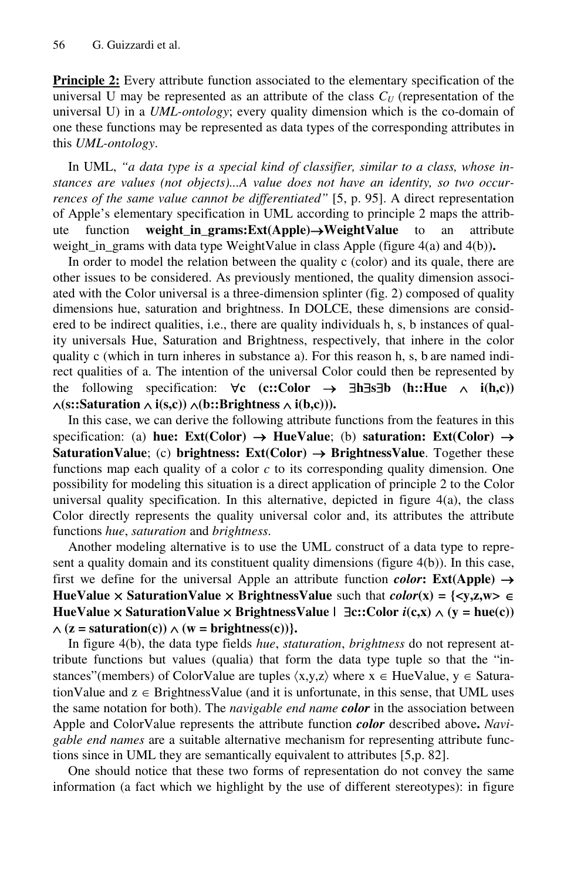**Principle 2:** Every attribute function associated to the elementary specification of the universal U may be represented as an attribute of the class $C_U$ (representation of the universal U) in a *UML-ontology*; every quality dimension which is the co-domain of one these functions may be represented as data types of the corresponding attributes in this *UML-ontology*.

In UML, *"a data type is a special kind of classifier, similar to a class, whose instances are values (not objects)...A value does not have an identity, so two occurrences of the same value cannot be differentiated"* [5, p. 95]. A direct representation of Apple's elementary specification in UML according to principle 2 maps the attribute function **weight_in_grams:Ext(Apple)→WeightValue** to an attribute weight_in_grams with data type WeightValue in class Apple (figure 4(a) and 4(b))**.**

In order to model the relation between the quality c (color) and its quale, there are other issues to be considered. As previously mentioned, the quality dimension associated with the Color universal is a three-dimension splinter (fig. 2) composed of quality dimensions hue, saturation and brightness. In DOLCE, these dimensions are considered to be indirect qualities, i.e., there are quality individuals h, s, b instances of quality universals Hue, Saturation and Brightness, respectively, that inhere in the color quality c (which in turn inheres in substance a). For this reason h, s, b are named indirect qualities of a. The intention of the universal Color could then be represented by the following specification: $\forall$**c (c::Color** $\rightarrow$ $\exists$**h**$\exists$**s**$\exists$**b (h::Hue** $\wedge$ **i(h,c))** $\wedge$**(s::Saturation** $\wedge$ **i(s,c))** $\wedge$**(b::Brightness** $\wedge$ **i(b,c))).**

In this case, we can derive the following attribute functions from the features in this specification: (a) **hue: Ext(Color)** $\rightarrow$ **HueValue**; (b) **saturation: Ext(Color)** $\rightarrow$ **SaturationValue**; (c) **brightness: Ext(Color)** $\rightarrow$ **BrightnessValue**. Together these functions map each quality of a color *c* to its corresponding quality dimension. One possibility for modeling this situation is a direct application of principle 2 to the Color universal quality specification. In this alternative, depicted in figure 4(a), the class Color directly represents the quality universal color and, its attributes the attribute functions *hue*, *saturation* and *brightness*.

Another modeling alternative is to use the UML construct of a data type to represent a quality domain and its constituent quality dimensions (figure 4(b)). In this case, first we define for the universal Apple an attribute function ***color*****: Ext(Apple)** $\rightarrow$ **HueValue** $\times$ **SaturationValue** $\times$ **BrightnessValue** such that ***color*****(x) = {<y,z,w>** $\in$ **HueValue** $\times$ **SaturationValue** $\times$ **BrightnessValue |** $\exists$**c::Color *i*(c,x)** $\wedge$ **(y = hue(c))** $\wedge$ **(z = saturation(c))** $\wedge$ **(w = brightness(c))}.**

In figure 4(b), the data type fields *hue*, *staturation*, *brightness* do not represent attribute functions but values (qualia) that form the data type tuple so that the "instances"(members) of ColorValue are tuples $\langle x,y,z \rangle$ where x $\in$ HueValue, y $\in$ SaturationValue and z $\in$ BrightnessValue (and it is unfortunate, in this sense, that UML uses the same notation for both). The *navigable end name* ***color*** in the association between Apple and ColorValue represents the attribute function ***color*** described above**.** *Navigable end names* are a suitable alternative mechanism for representing attribute functions since in UML they are semantically equivalent to attributes [5,p. 82].

One should notice that these two forms of representation do not convey the same information (a fact which we highlight by the use of different stereotypes): in figure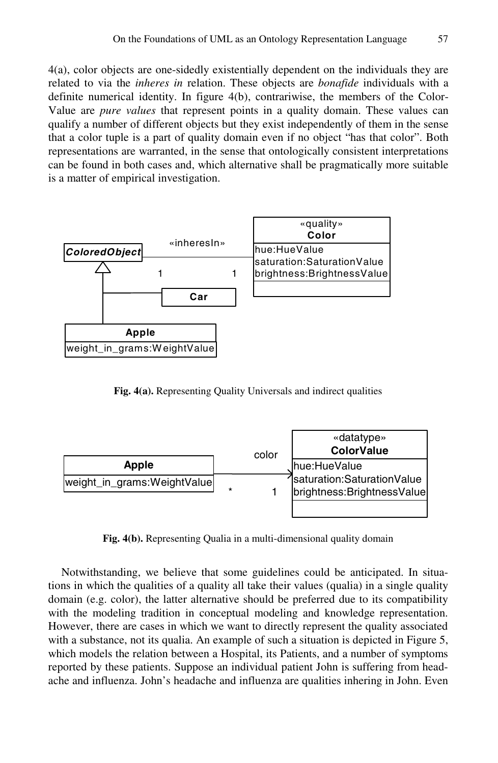4(a), color objects are one-sidedly existentially dependent on the individuals they are related to via the *inheres in* relation. These objects are *bonafide* individuals with a definite numerical identity. In figure 4(b), contrariwise, the members of the Color-Value are *pure values* that represent points in a quality domain. These values can qualify a number of different objects but they exist independently of them in the sense that a color tuple is a part of quality domain even if no object "has that color". Both representations are warranted, in the sense that ontologically consistent interpretations can be found in both cases and, which alternative shall be pragmatically more suitable is a matter of empirical investigation.

**Fig. 4(a).** Representing Quality Universals and indirect qualities

**Fig. 4(b).** Representing Qualia in a multi-dimensional quality domain

Notwithstanding, we believe that some guidelines could be anticipated. In situations in which the qualities of a quality all take their values (qualia) in a single quality domain (e.g. color), the latter alternative should be preferred due to its compatibility with the modeling tradition in conceptual modeling and knowledge representation. However, there are cases in which we want to directly represent the quality associated with a substance, not its qualia. An example of such a situation is depicted in Figure 5, which models the relation between a Hospital, its Patients, and a number of symptoms reported by these patients. Suppose an individual patient John is suffering from headache and influenza. John's headache and influenza are qualities inhering in John. Even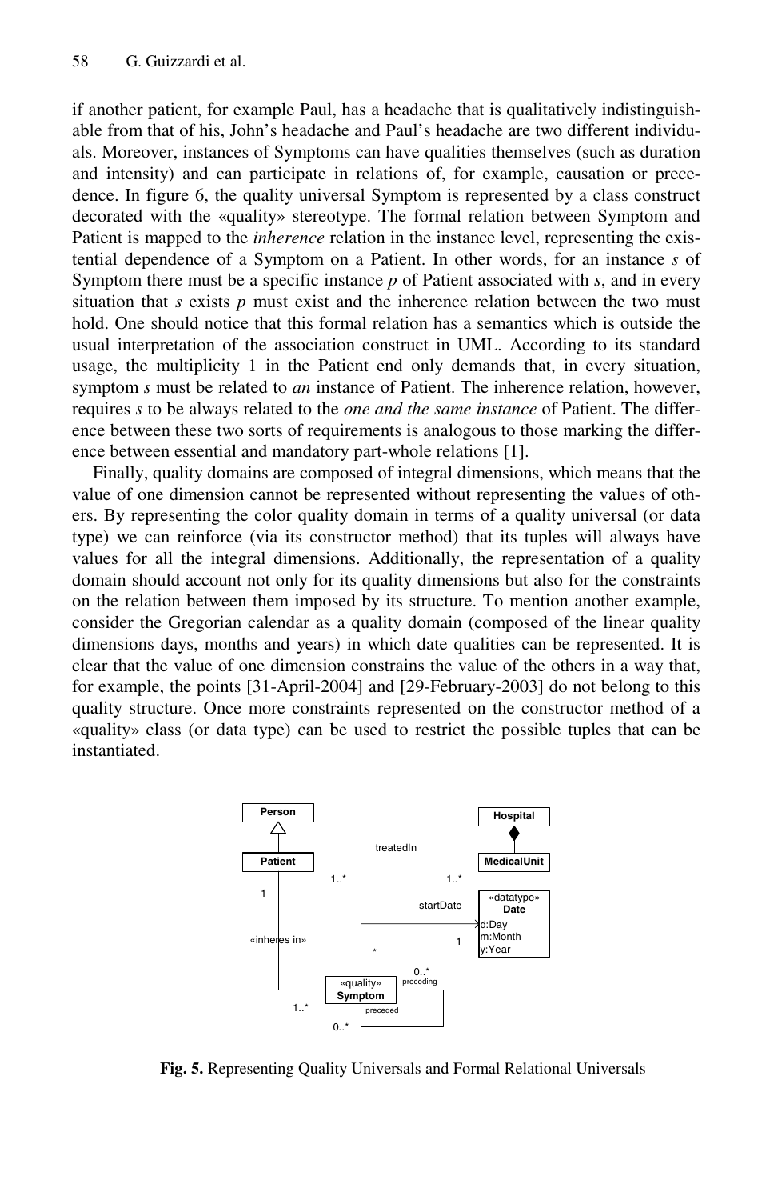if another patient, for example Paul, has a headache that is qualitatively indistinguishable from that of his, John's headache and Paul's headache are two different individuals. Moreover, instances of Symptoms can have qualities themselves (such as duration and intensity) and can participate in relations of, for example, causation or precedence. In figure 6, the quality universal Symptom is represented by a class construct decorated with the «quality» stereotype. The formal relation between Symptom and Patient is mapped to the *inherence* relation in the instance level, representing the existential dependence of a Symptom on a Patient. In other words, for an instance *s* of Symptom there must be a specific instance *p* of Patient associated with *s*, and in every situation that *s* exists *p* must exist and the inherence relation between the two must hold. One should notice that this formal relation has a semantics which is outside the usual interpretation of the association construct in UML. According to its standard usage, the multiplicity 1 in the Patient end only demands that, in every situation, symptom *s* must be related to *an* instance of Patient. The inherence relation, however, requires *s* to be always related to the *one and the same instance* of Patient. The difference between these two sorts of requirements is analogous to those marking the difference between essential and mandatory part-whole relations [1].

Finally, quality domains are composed of integral dimensions, which means that the value of one dimension cannot be represented without representing the values of others. By representing the color quality domain in terms of a quality universal (or data type) we can reinforce (via its constructor method) that its tuples will always have values for all the integral dimensions. Additionally, the representation of a quality domain should account not only for its quality dimensions but also for the constraints on the relation between them imposed by its structure. To mention another example, consider the Gregorian calendar as a quality domain (composed of the linear quality dimensions days, months and years) in which date qualities can be represented. It is clear that the value of one dimension constrains the value of the others in a way that, for example, the points [31-April-2004] and [29-February-2003] do not belong to this quality structure. Once more constraints represented on the constructor method of a «quality» class (or data type) can be used to restrict the possible tuples that can be instantiated.

**Fig. 5.** Representing Quality Universals and Formal Relational Universals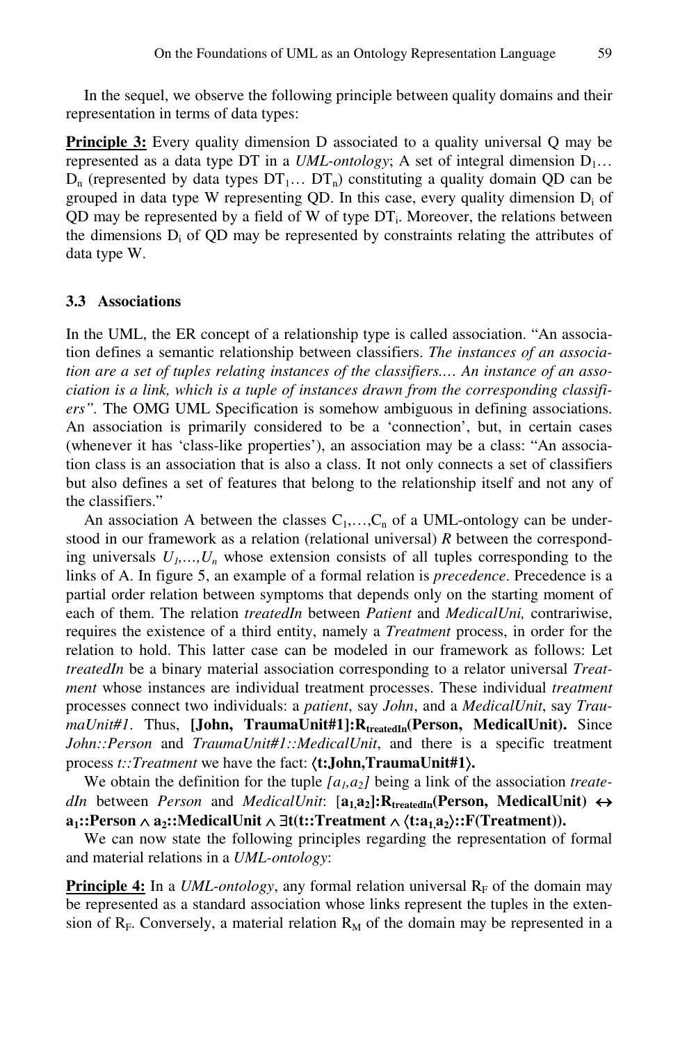In the sequel, we observe the following principle between quality domains and their representation in terms of data types:

**Principle 3:** Every quality dimension D associated to a quality universal Q may be represented as a data type DT in a *UML-ontology*; A set of integral dimension $D_1 \ldots D_n$ (represented by data types $DT_1 \ldots DT_n$) constituting a quality domain QD can be grouped in data type W representing QD. In this case, every quality dimension $D_i$ of QD may be represented by a field of W of type $DT_i$. Moreover, the relations between the dimensions $D_i$ of QD may be represented by constraints relating the attributes of data type W.

### 3.3 Associations

In the UML, the ER concept of a relationship type is called association. "An association defines a semantic relationship between classifiers. *The instances of an association are a set of tuples relating instances of the classifiers.… An instance of an association is a link, which is a tuple of instances drawn from the corresponding classifiers"*. The OMG UML Specification is somehow ambiguous in defining associations. An association is primarily considered to be a 'connection', but, in certain cases (whenever it has 'class-like properties'), an association may be a class: "An association class is an association that is also a class. It not only connects a set of classifiers but also defines a set of features that belong to the relationship itself and not any of the classifiers."

An association A between the classes $C_1,\ldots,C_n$ of a UML-ontology can be understood in our framework as a relation (relational universal) *R* between the corresponding universals $U_1,\ldots,U_n$ whose extension consists of all tuples corresponding to the links of A. In figure 5, an example of a formal relation is *precedence*. Precedence is a partial order relation between symptoms that depends only on the starting moment of each of them. The relation *treatedIn* between *Patient* and *MedicalUni,* contrariwise, requires the existence of a third entity, namely a *Treatment* process, in order for the relation to hold. This latter case can be modeled in our framework as follows: Let *treatedIn* be a binary material association corresponding to a relator universal *Treatment* whose instances are individual treatment processes. These individual *treatment* processes connect two individuals: a *patient*, say *John*, and a *MedicalUnit*, say *TraumaUnit#1*. Thus, $\mathbf{[John,\ TraumaUnit\#1]{:}R_{treatedIn}(Person,\ MedicalUnit)}$. Since *John::Person* and *TraumaUnit#1::MedicalUnit*, and there is a specific treatment process *t::Treatment* we have the fact: $\mathbf{\langle t{:}John, TraumaUnit\#1\rangle}$.

We obtain the definition for the tuple $[a_1,a_2]$ being a link of the association *treatedIn* between *Person* and *MedicalUnit*: $\mathbf{[a_1,a_2]{:}R_{treatedIn}(Person,\ MedicalUnit) \leftrightarrow a_1{::}Person \wedge a_2{::}MedicalUnit \wedge \exists t(t{::}Treatment \wedge \langle t{:}a_1,a_2\rangle{::}F(Treatment))}$.

We can now state the following principles regarding the representation of formal and material relations in a *UML-ontology*:

**Principle 4:** In a *UML-ontology*, any formal relation universal $R_F$ of the domain may be represented as a standard association whose links represent the tuples in the extension of $R_F$. Conversely, a material relation $R_M$ of the domain may be represented in a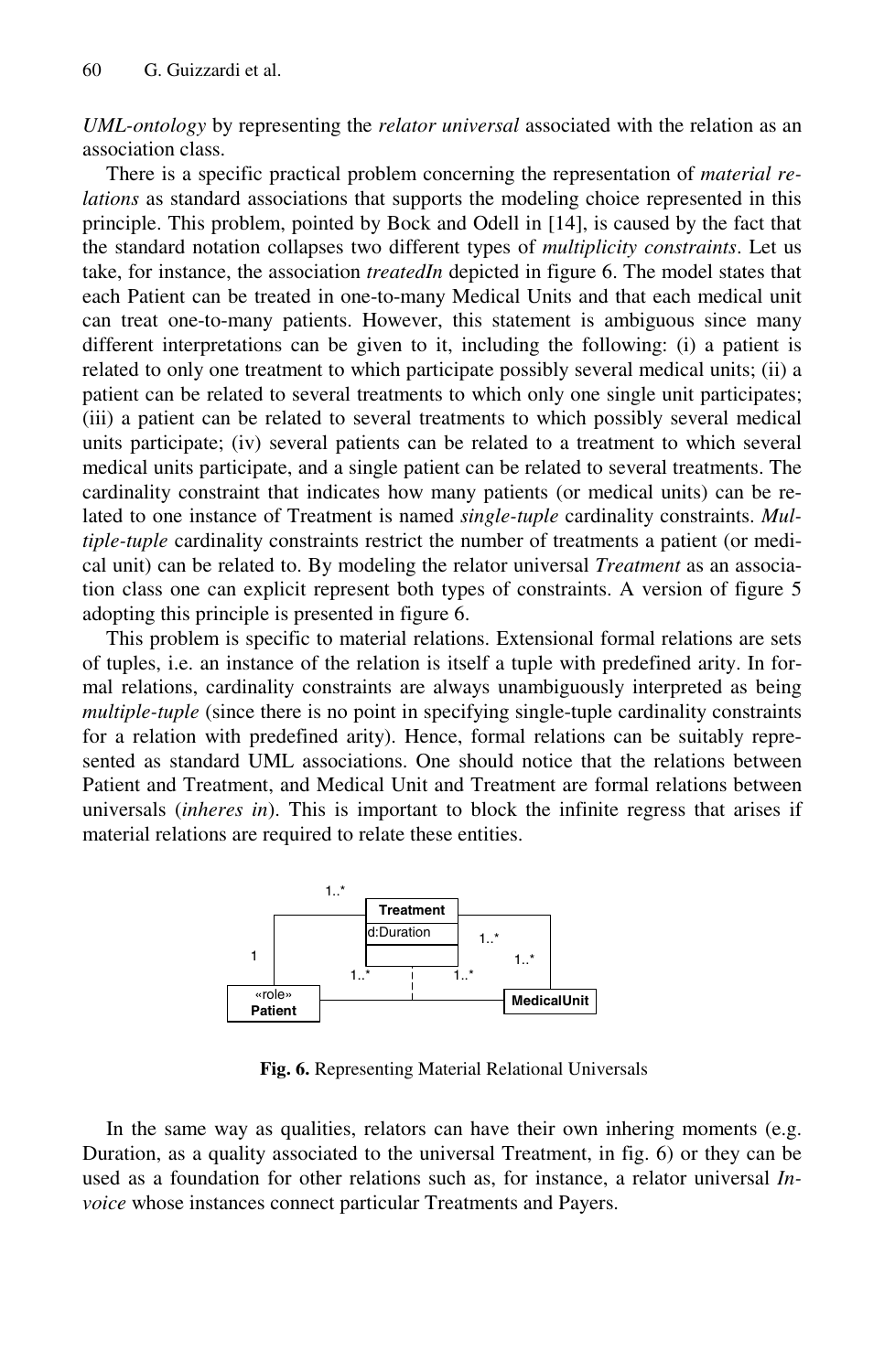*UML-ontology* by representing the *relator universal* associated with the relation as an association class.

There is a specific practical problem concerning the representation of *material relations* as standard associations that supports the modeling choice represented in this principle. This problem, pointed by Bock and Odell in [14], is caused by the fact that the standard notation collapses two different types of *multiplicity constraints*. Let us take, for instance, the association *treatedIn* depicted in figure 6. The model states that each Patient can be treated in one-to-many Medical Units and that each medical unit can treat one-to-many patients. However, this statement is ambiguous since many different interpretations can be given to it, including the following: (i) a patient is related to only one treatment to which participate possibly several medical units; (ii) a patient can be related to several treatments to which only one single unit participates; (iii) a patient can be related to several treatments to which possibly several medical units participate; (iv) several patients can be related to a treatment to which several medical units participate, and a single patient can be related to several treatments. The cardinality constraint that indicates how many patients (or medical units) can be related to one instance of Treatment is named *single-tuple* cardinality constraints. *Multiple-tuple* cardinality constraints restrict the number of treatments a patient (or medical unit) can be related to. By modeling the relator universal *Treatment* as an association class one can explicit represent both types of constraints. A version of figure 5 adopting this principle is presented in figure 6.

This problem is specific to material relations. Extensional formal relations are sets of tuples, i.e. an instance of the relation is itself a tuple with predefined arity. In formal relations, cardinality constraints are always unambiguously interpreted as being *multiple-tuple* (since there is no point in specifying single-tuple cardinality constraints for a relation with predefined arity). Hence, formal relations can be suitably represented as standard UML associations. One should notice that the relations between Patient and Treatment, and Medical Unit and Treatment are formal relations between universals (*inheres in*). This is important to block the infinite regress that arises if material relations are required to relate these entities.

1..*
Treatment
d:Duration
1..*
1
1..*
1..*
1..*
«role»
Patient
MedicalUnit

**Fig. 6.** Representing Material Relational Universals

In the same way as qualities, relators can have their own inhering moments (e.g. Duration, as a quality associated to the universal Treatment, in fig. 6) or they can be used as a foundation for other relations such as, for instance, a relator universal *Invoice* whose instances connect particular Treatments and Payers.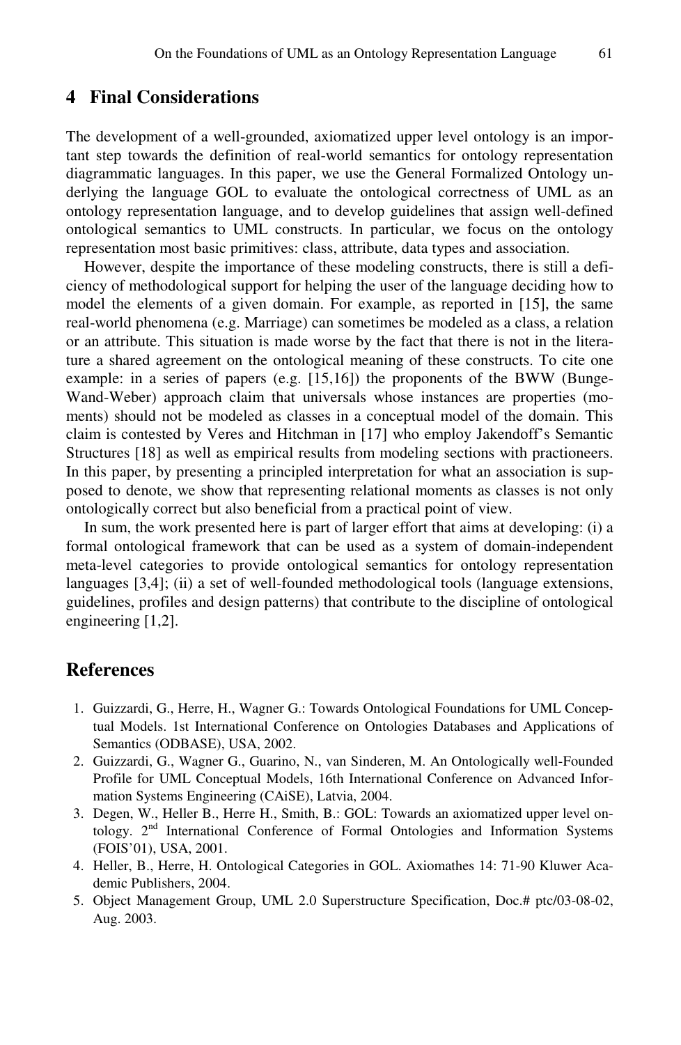## 4 Final Considerations

The development of a well-grounded, axiomatized upper level ontology is an important step towards the definition of real-world semantics for ontology representation diagrammatic languages. In this paper, we use the General Formalized Ontology underlying the language GOL to evaluate the ontological correctness of UML as an ontology representation language, and to develop guidelines that assign well-defined ontological semantics to UML constructs. In particular, we focus on the ontology representation most basic primitives: class, attribute, data types and association.

However, despite the importance of these modeling constructs, there is still a deficiency of methodological support for helping the user of the language deciding how to model the elements of a given domain. For example, as reported in [15], the same real-world phenomena (e.g. Marriage) can sometimes be modeled as a class, a relation or an attribute. This situation is made worse by the fact that there is not in the literature a shared agreement on the ontological meaning of these constructs. To cite one example: in a series of papers (e.g. [15,16]) the proponents of the BWW (Bunge-Wand-Weber) approach claim that universals whose instances are properties (moments) should not be modeled as classes in a conceptual model of the domain. This claim is contested by Veres and Hitchman in [17] who employ Jakendoff's Semantic Structures [18] as well as empirical results from modeling sections with practioneers. In this paper, by presenting a principled interpretation for what an association is supposed to denote, we show that representing relational moments as classes is not only ontologically correct but also beneficial from a practical point of view.

In sum, the work presented here is part of larger effort that aims at developing: (i) a formal ontological framework that can be used as a system of domain-independent meta-level categories to provide ontological semantics for ontology representation languages [3,4]; (ii) a set of well-founded methodological tools (language extensions, guidelines, profiles and design patterns) that contribute to the discipline of ontological engineering [1,2].

## References

1. Guizzardi, G., Herre, H., Wagner G.: Towards Ontological Foundations for UML Conceptual Models. 1st International Conference on Ontologies Databases and Applications of Semantics (ODBASE), USA, 2002.
2. Guizzardi, G., Wagner G., Guarino, N., van Sinderen, M. An Ontologically well-Founded Profile for UML Conceptual Models, 16th International Conference on Advanced Information Systems Engineering (CAiSE), Latvia, 2004.
3. Degen, W., Heller B., Herre H., Smith, B.: GOL: Towards an axiomatized upper level ontology. 2nd International Conference of Formal Ontologies and Information Systems (FOIS'01), USA, 2001.
4. Heller, B., Herre, H. Ontological Categories in GOL. Axiomathes 14: 71-90 Kluwer Academic Publishers, 2004.
5. Object Management Group, UML 2.0 Superstructure Specification, Doc.# ptc/03-08-02, Aug. 2003.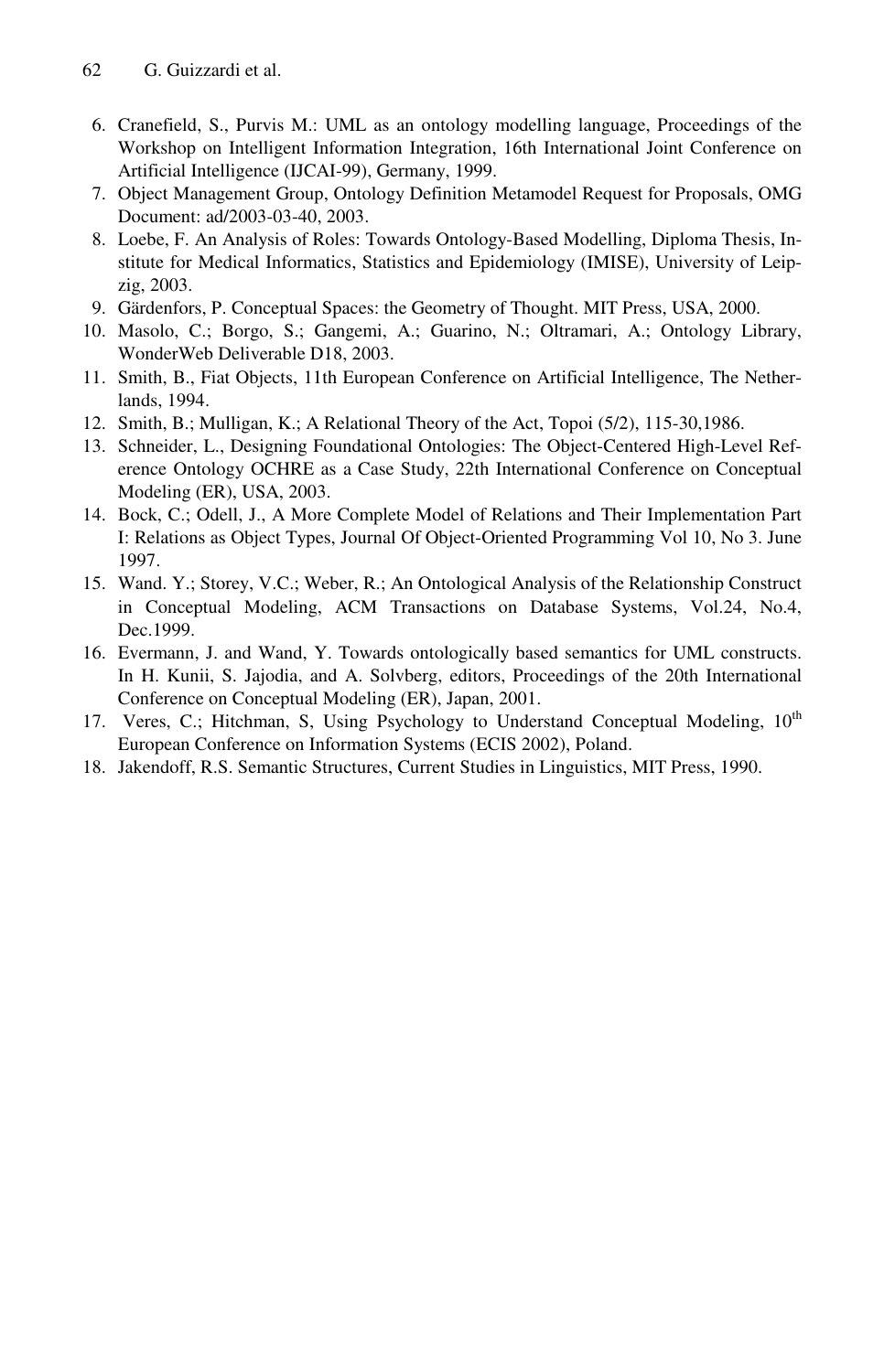6. Cranefield, S., Purvis M.: UML as an ontology modelling language, Proceedings of the Workshop on Intelligent Information Integration, 16th International Joint Conference on Artificial Intelligence (IJCAI-99), Germany, 1999.
7. Object Management Group, Ontology Definition Metamodel Request for Proposals, OMG Document: ad/2003-03-40, 2003.
8. Loebe, F. An Analysis of Roles: Towards Ontology-Based Modelling, Diploma Thesis, Institute for Medical Informatics, Statistics and Epidemiology (IMISE), University of Leipzig, 2003.
9. Gärdenfors, P. Conceptual Spaces: the Geometry of Thought. MIT Press, USA, 2000.
10. Masolo, C.; Borgo, S.; Gangemi, A.; Guarino, N.; Oltramari, A.; Ontology Library, WonderWeb Deliverable D18, 2003.
11. Smith, B., Fiat Objects, 11th European Conference on Artificial Intelligence, The Netherlands, 1994.
12. Smith, B.; Mulligan, K.; A Relational Theory of the Act, Topoi (5/2), 115-30,1986.
13. Schneider, L., Designing Foundational Ontologies: The Object-Centered High-Level Reference Ontology OCHRE as a Case Study, 22th International Conference on Conceptual Modeling (ER), USA, 2003.
14. Bock, C.; Odell, J., A More Complete Model of Relations and Their Implementation Part I: Relations as Object Types, Journal Of Object-Oriented Programming Vol 10, No 3. June 1997.
15. Wand. Y.; Storey, V.C.; Weber, R.; An Ontological Analysis of the Relationship Construct in Conceptual Modeling, ACM Transactions on Database Systems, Vol.24, No.4, Dec.1999.
16. Evermann, J. and Wand, Y. Towards ontologically based semantics for UML constructs. In H. Kunii, S. Jajodia, and A. Solvberg, editors, Proceedings of the 20th International Conference on Conceptual Modeling (ER), Japan, 2001.
17. Veres, C.; Hitchman, S, Using Psychology to Understand Conceptual Modeling, 10th European Conference on Information Systems (ECIS 2002), Poland.
18. Jakendoff, R.S. Semantic Structures, Current Studies in Linguistics, MIT Press, 1990.